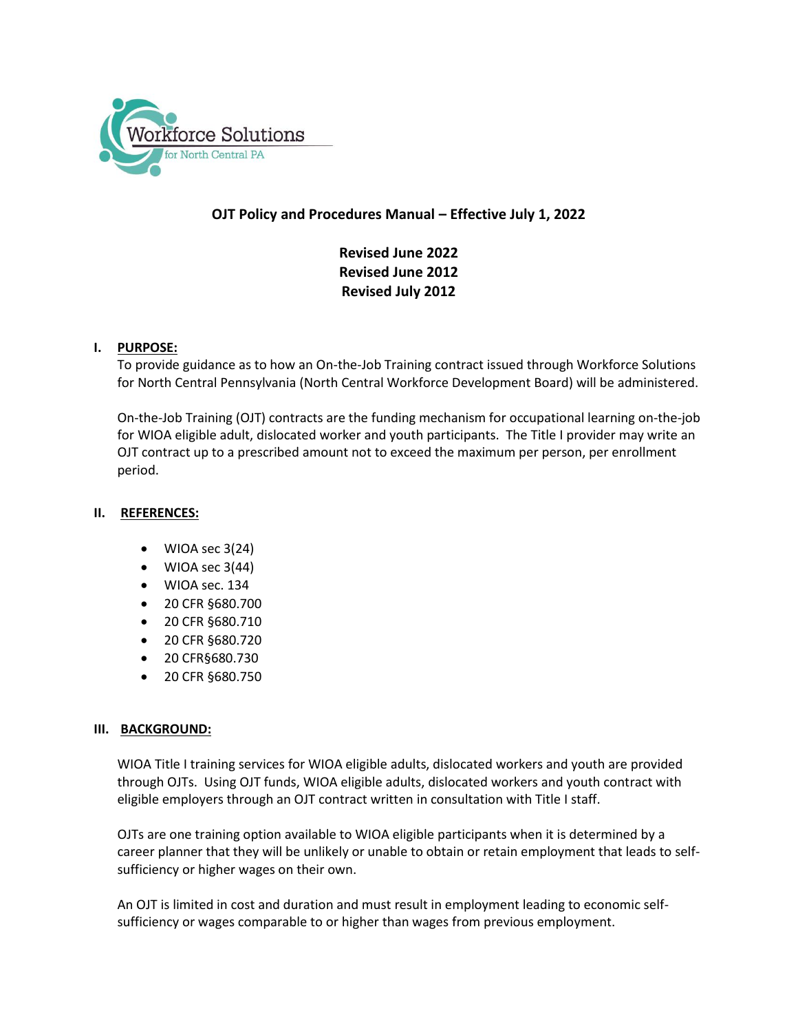Workforce Solutions for North Central PA

**OJT Policy and Procedures Manual – Effective July 1, 2022**

**Revised June 2022**
**Revised June 2012**
**Revised July 2012**

## I. PURPOSE:

To provide guidance as to how an On-the-Job Training contract issued through Workforce Solutions for North Central Pennsylvania (North Central Workforce Development Board) will be administered.

On-the-Job Training (OJT) contracts are the funding mechanism for occupational learning on-the-job for WIOA eligible adult, dislocated worker and youth participants. The Title I provider may write an OJT contract up to a prescribed amount not to exceed the maximum per person, per enrollment period.

## II. REFERENCES:

- WIOA sec 3(24)
- WIOA sec 3(44)
- WIOA sec. 134
- 20 CFR §680.700
- 20 CFR §680.710
- 20 CFR §680.720
- 20 CFR§680.730
- 20 CFR §680.750

## III. BACKGROUND:

WIOA Title I training services for WIOA eligible adults, dislocated workers and youth are provided through OJTs. Using OJT funds, WIOA eligible adults, dislocated workers and youth contract with eligible employers through an OJT contract written in consultation with Title I staff.

OJTs are one training option available to WIOA eligible participants when it is determined by a career planner that they will be unlikely or unable to obtain or retain employment that leads to self-sufficiency or higher wages on their own.

An OJT is limited in cost and duration and must result in employment leading to economic self-sufficiency or wages comparable to or higher than wages from previous employment.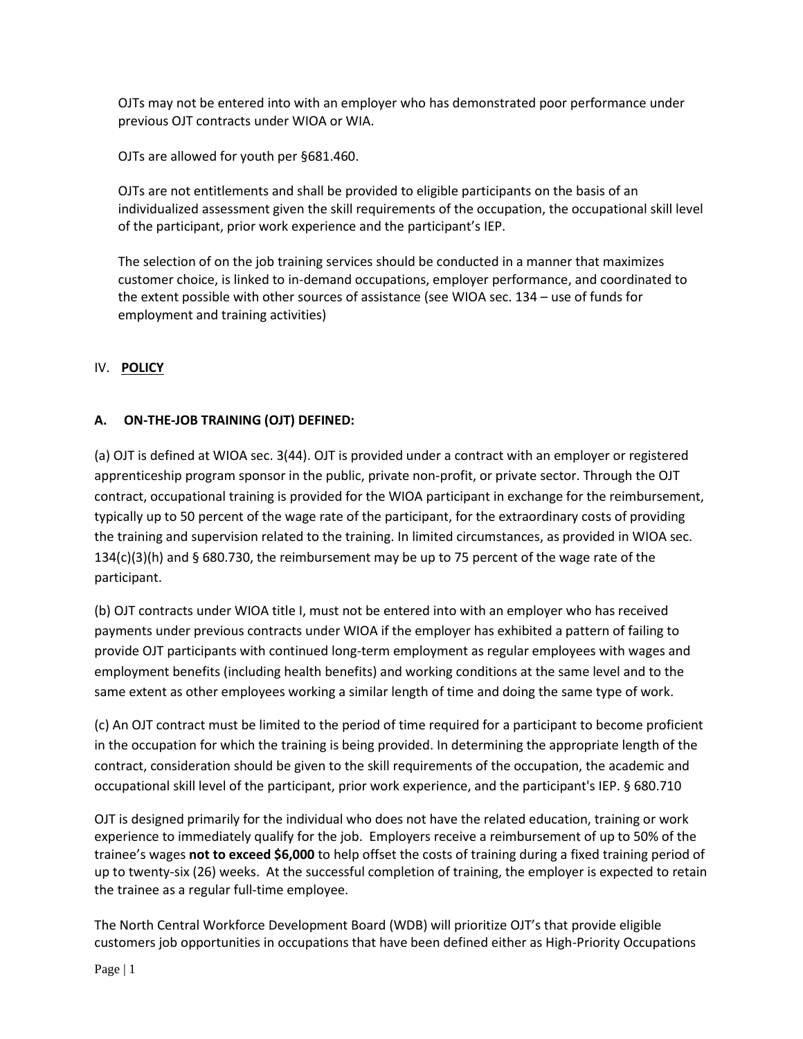OJTs may not be entered into with an employer who has demonstrated poor performance under previous OJT contracts under WIOA or WIA.

OJTs are allowed for youth per §681.460.

OJTs are not entitlements and shall be provided to eligible participants on the basis of an individualized assessment given the skill requirements of the occupation, the occupational skill level of the participant, prior work experience and the participant's IEP.

The selection of on the job training services should be conducted in a manner that maximizes customer choice, is linked to in-demand occupations, employer performance, and coordinated to the extent possible with other sources of assistance (see WIOA sec. 134 – use of funds for employment and training activities)

## IV. <u>POLICY</u>

### A. ON-THE-JOB TRAINING (OJT) DEFINED:

(a) OJT is defined at WIOA sec. 3(44). OJT is provided under a contract with an employer or registered apprenticeship program sponsor in the public, private non-profit, or private sector. Through the OJT contract, occupational training is provided for the WIOA participant in exchange for the reimbursement, typically up to 50 percent of the wage rate of the participant, for the extraordinary costs of providing the training and supervision related to the training. In limited circumstances, as provided in WIOA sec. 134(c)(3)(h) and § 680.730, the reimbursement may be up to 75 percent of the wage rate of the participant.

(b) OJT contracts under WIOA title I, must not be entered into with an employer who has received payments under previous contracts under WIOA if the employer has exhibited a pattern of failing to provide OJT participants with continued long-term employment as regular employees with wages and employment benefits (including health benefits) and working conditions at the same level and to the same extent as other employees working a similar length of time and doing the same type of work.

(c) An OJT contract must be limited to the period of time required for a participant to become proficient in the occupation for which the training is being provided. In determining the appropriate length of the contract, consideration should be given to the skill requirements of the occupation, the academic and occupational skill level of the participant, prior work experience, and the participant's IEP. § 680.710

OJT is designed primarily for the individual who does not have the related education, training or work experience to immediately qualify for the job. Employers receive a reimbursement of up to 50% of the trainee's wages **not to exceed $6,000** to help offset the costs of training during a fixed training period of up to twenty-six (26) weeks. At the successful completion of training, the employer is expected to retain the trainee as a regular full-time employee.

The North Central Workforce Development Board (WDB) will prioritize OJT's that provide eligible customers job opportunities in occupations that have been defined either as High-Priority Occupations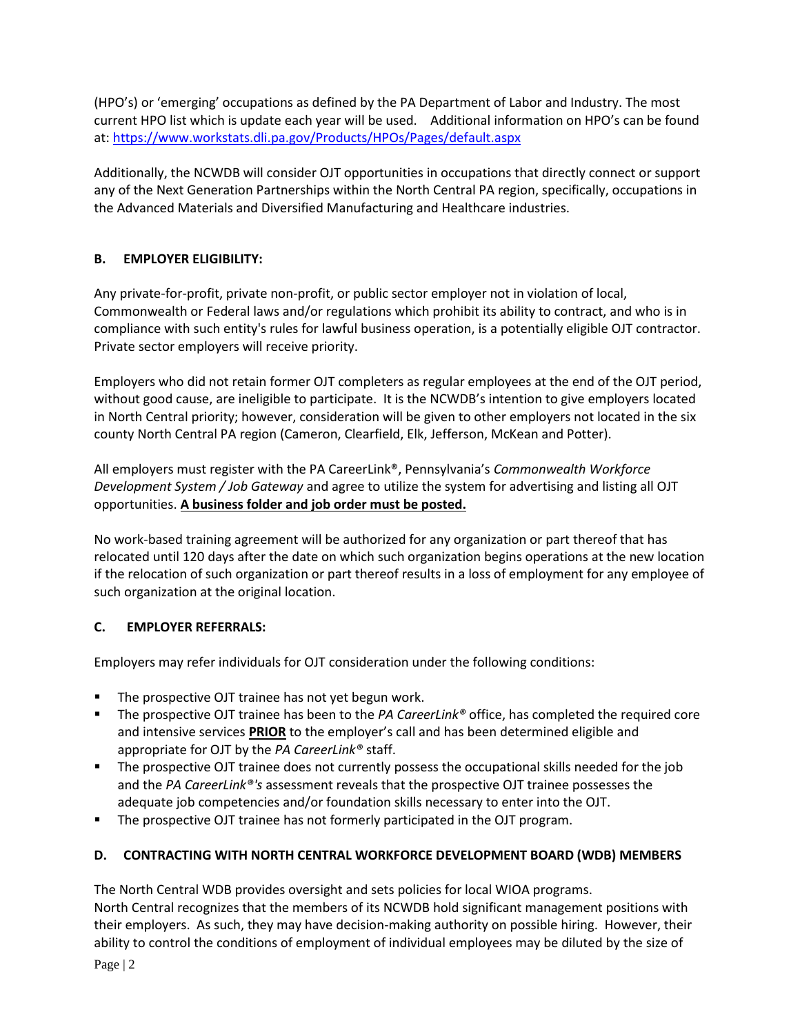(HPO's) or 'emerging' occupations as defined by the PA Department of Labor and Industry. The most current HPO list which is update each year will be used. Additional information on HPO's can be found at: https://www.workstats.dli.pa.gov/Products/HPOs/Pages/default.aspx

Additionally, the NCWDB will consider OJT opportunities in occupations that directly connect or support any of the Next Generation Partnerships within the North Central PA region, specifically, occupations in the Advanced Materials and Diversified Manufacturing and Healthcare industries.

### B. EMPLOYER ELIGIBILITY:

Any private-for-profit, private non-profit, or public sector employer not in violation of local, Commonwealth or Federal laws and/or regulations which prohibit its ability to contract, and who is in compliance with such entity's rules for lawful business operation, is a potentially eligible OJT contractor. Private sector employers will receive priority.

Employers who did not retain former OJT completers as regular employees at the end of the OJT period, without good cause, are ineligible to participate. It is the NCWDB's intention to give employers located in North Central priority; however, consideration will be given to other employers not located in the six county North Central PA region (Cameron, Clearfield, Elk, Jefferson, McKean and Potter).

All employers must register with the PA CareerLink®, Pennsylvania's *Commonwealth Workforce Development System / Job Gateway* and agree to utilize the system for advertising and listing all OJT opportunities. **A business folder and job order must be posted.**

No work-based training agreement will be authorized for any organization or part thereof that has relocated until 120 days after the date on which such organization begins operations at the new location if the relocation of such organization or part thereof results in a loss of employment for any employee of such organization at the original location.

### C. EMPLOYER REFERRALS:

Employers may refer individuals for OJT consideration under the following conditions:

- The prospective OJT trainee has not yet begun work.
- The prospective OJT trainee has been to the *PA CareerLink®* office, has completed the required core and intensive services **PRIOR** to the employer's call and has been determined eligible and appropriate for OJT by the *PA CareerLink®* staff.
- The prospective OJT trainee does not currently possess the occupational skills needed for the job and the *PA CareerLink®'s* assessment reveals that the prospective OJT trainee possesses the adequate job competencies and/or foundation skills necessary to enter into the OJT.
- The prospective OJT trainee has not formerly participated in the OJT program.

### D. CONTRACTING WITH NORTH CENTRAL WORKFORCE DEVELOPMENT BOARD (WDB) MEMBERS

The North Central WDB provides oversight and sets policies for local WIOA programs.
North Central recognizes that the members of its NCWDB hold significant management positions with their employers. As such, they may have decision-making authority on possible hiring. However, their ability to control the conditions of employment of individual employees may be diluted by the size of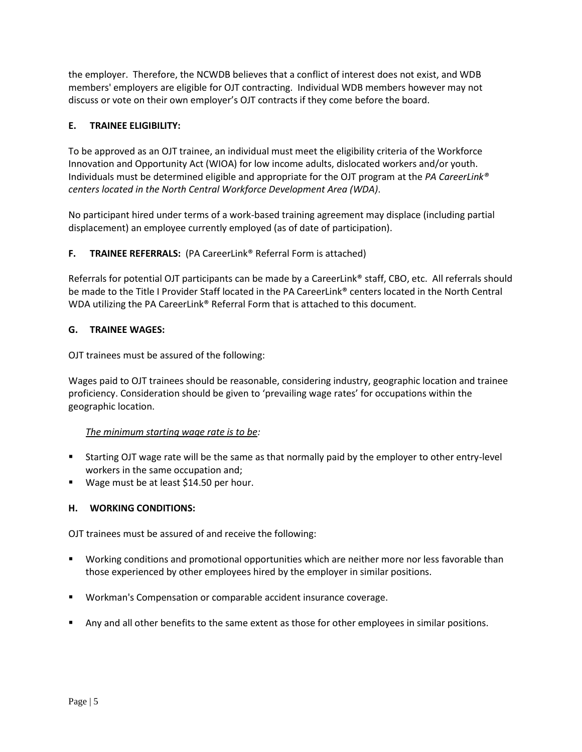the employer. Therefore, the NCWDB believes that a conflict of interest does not exist, and WDB members' employers are eligible for OJT contracting. Individual WDB members however may not discuss or vote on their own employer's OJT contracts if they come before the board.

### E. TRAINEE ELIGIBILITY:

To be approved as an OJT trainee, an individual must meet the eligibility criteria of the Workforce Innovation and Opportunity Act (WIOA) for low income adults, dislocated workers and/or youth. Individuals must be determined eligible and appropriate for the OJT program at the *PA CareerLink® centers located in the North Central Workforce Development Area (WDA)*.

No participant hired under terms of a work-based training agreement may displace (including partial displacement) an employee currently employed (as of date of participation).

### F. TRAINEE REFERRALS: (PA CareerLink® Referral Form is attached)

Referrals for potential OJT participants can be made by a CareerLink® staff, CBO, etc. All referrals should be made to the Title I Provider Staff located in the PA CareerLink® centers located in the North Central WDA utilizing the PA CareerLink® Referral Form that is attached to this document.

### G. TRAINEE WAGES:

OJT trainees must be assured of the following:

Wages paid to OJT trainees should be reasonable, considering industry, geographic location and trainee proficiency. Consideration should be given to 'prevailing wage rates' for occupations within the geographic location.

*The minimum starting wage rate is to be:*

- Starting OJT wage rate will be the same as that normally paid by the employer to other entry-level workers in the same occupation and;
- Wage must be at least $14.50 per hour.

### H. WORKING CONDITIONS:

OJT trainees must be assured of and receive the following:

- Working conditions and promotional opportunities which are neither more nor less favorable than those experienced by other employees hired by the employer in similar positions.
- Workman's Compensation or comparable accident insurance coverage.
- Any and all other benefits to the same extent as those for other employees in similar positions.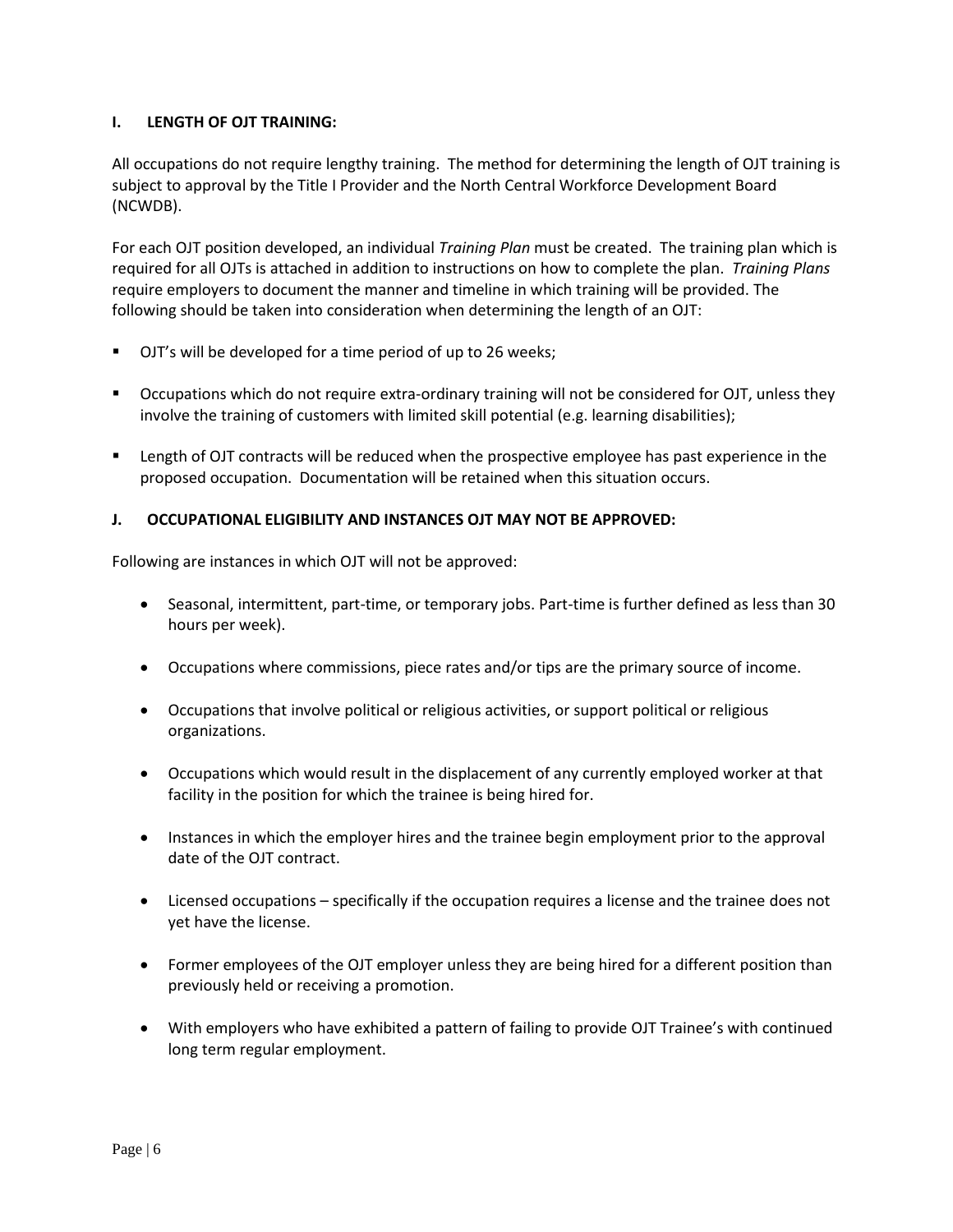### I. LENGTH OF OJT TRAINING:

All occupations do not require lengthy training. The method for determining the length of OJT training is subject to approval by the Title I Provider and the North Central Workforce Development Board (NCWDB).

For each OJT position developed, an individual *Training Plan* must be created. The training plan which is required for all OJTs is attached in addition to instructions on how to complete the plan. *Training Plans* require employers to document the manner and timeline in which training will be provided. The following should be taken into consideration when determining the length of an OJT:

- OJT's will be developed for a time period of up to 26 weeks;
- Occupations which do not require extra-ordinary training will not be considered for OJT, unless they involve the training of customers with limited skill potential (e.g. learning disabilities);
- Length of OJT contracts will be reduced when the prospective employee has past experience in the proposed occupation. Documentation will be retained when this situation occurs.

### J. OCCUPATIONAL ELIGIBILITY AND INSTANCES OJT MAY NOT BE APPROVED:

Following are instances in which OJT will not be approved:

- Seasonal, intermittent, part-time, or temporary jobs. Part-time is further defined as less than 30 hours per week).
- Occupations where commissions, piece rates and/or tips are the primary source of income.
- Occupations that involve political or religious activities, or support political or religious organizations.
- Occupations which would result in the displacement of any currently employed worker at that facility in the position for which the trainee is being hired for.
- Instances in which the employer hires and the trainee begin employment prior to the approval date of the OJT contract.
- Licensed occupations – specifically if the occupation requires a license and the trainee does not yet have the license.
- Former employees of the OJT employer unless they are being hired for a different position than previously held or receiving a promotion.
- With employers who have exhibited a pattern of failing to provide OJT Trainee's with continued long term regular employment.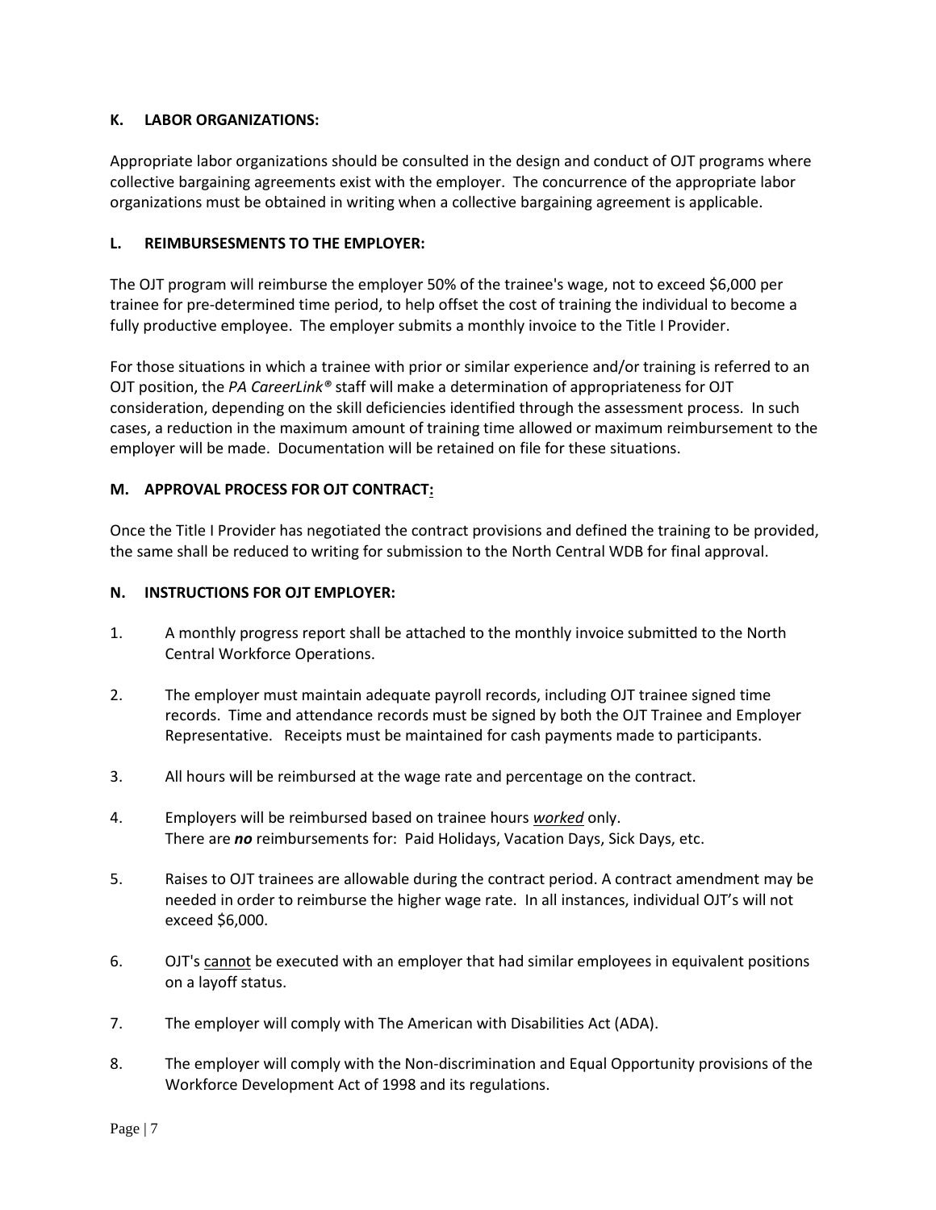**K. LABOR ORGANIZATIONS:**

Appropriate labor organizations should be consulted in the design and conduct of OJT programs where collective bargaining agreements exist with the employer. The concurrence of the appropriate labor organizations must be obtained in writing when a collective bargaining agreement is applicable.

**L. REIMBURSEMENTS TO THE EMPLOYER:**

The OJT program will reimburse the employer 50% of the trainee's wage, not to exceed $6,000 per trainee for pre-determined time period, to help offset the cost of training the individual to become a fully productive employee. The employer submits a monthly invoice to the Title I Provider.

For those situations in which a trainee with prior or similar experience and/or training is referred to an OJT position, the *PA CareerLink®* staff will make a determination of appropriateness for OJT consideration, depending on the skill deficiencies identified through the assessment process. In such cases, a reduction in the maximum amount of training time allowed or maximum reimbursement to the employer will be made. Documentation will be retained on file for these situations.

**M. APPROVAL PROCESS FOR OJT CONTRACT:**

Once the Title I Provider has negotiated the contract provisions and defined the training to be provided, the same shall be reduced to writing for submission to the North Central WDB for final approval.

**N. INSTRUCTIONS FOR OJT EMPLOYER:**

1. A monthly progress report shall be attached to the monthly invoice submitted to the North Central Workforce Operations.
2. The employer must maintain adequate payroll records, including OJT trainee signed time records. Time and attendance records must be signed by both the OJT Trainee and Employer Representative. Receipts must be maintained for cash payments made to participants.
3. All hours will be reimbursed at the wage rate and percentage on the contract.
4. Employers will be reimbursed based on trainee hours ***worked*** only.
   There are ***no*** reimbursements for: Paid Holidays, Vacation Days, Sick Days, etc.
5. Raises to OJT trainees are allowable during the contract period. A contract amendment may be needed in order to reimburse the higher wage rate. In all instances, individual OJT's will not exceed $6,000.
6. OJT's cannot be executed with an employer that had similar employees in equivalent positions on a layoff status.
7. The employer will comply with The American with Disabilities Act (ADA).
8. The employer will comply with the Non-discrimination and Equal Opportunity provisions of the Workforce Development Act of 1998 and its regulations.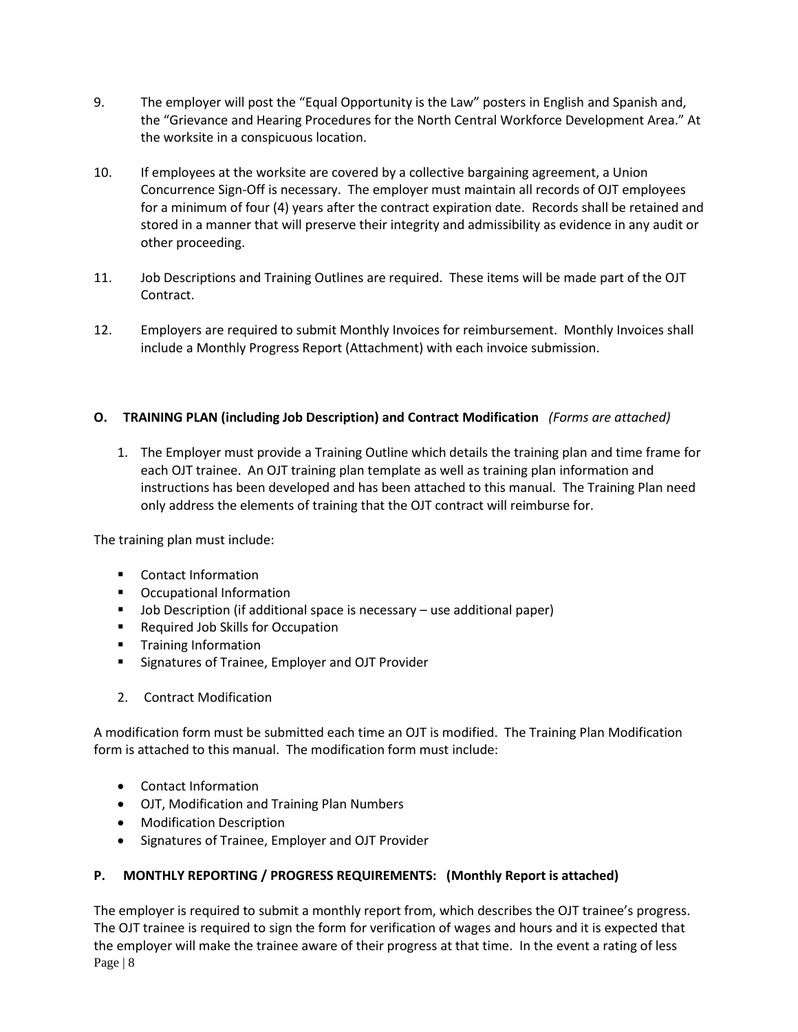9. The employer will post the "Equal Opportunity is the Law" posters in English and Spanish and, the "Grievance and Hearing Procedures for the North Central Workforce Development Area." At the worksite in a conspicuous location.

10. If employees at the worksite are covered by a collective bargaining agreement, a Union Concurrence Sign-Off is necessary. The employer must maintain all records of OJT employees for a minimum of four (4) years after the contract expiration date. Records shall be retained and stored in a manner that will preserve their integrity and admissibility as evidence in any audit or other proceeding.

11. Job Descriptions and Training Outlines are required. These items will be made part of the OJT Contract.

12. Employers are required to submit Monthly Invoices for reimbursement. Monthly Invoices shall include a Monthly Progress Report (Attachment) with each invoice submission.

### O. TRAINING PLAN (including Job Description) and Contract Modification *(Forms are attached)*

1. The Employer must provide a Training Outline which details the training plan and time frame for each OJT trainee. An OJT training plan template as well as training plan information and instructions has been developed and has been attached to this manual. The Training Plan need only address the elements of training that the OJT contract will reimburse for.

The training plan must include:

- Contact Information
- Occupational Information
- Job Description (if additional space is necessary – use additional paper)
- Required Job Skills for Occupation
- Training Information
- Signatures of Trainee, Employer and OJT Provider

2. Contract Modification

A modification form must be submitted each time an OJT is modified. The Training Plan Modification form is attached to this manual. The modification form must include:

- Contact Information
- OJT, Modification and Training Plan Numbers
- Modification Description
- Signatures of Trainee, Employer and OJT Provider

### P. MONTHLY REPORTING / PROGRESS REQUIREMENTS: (Monthly Report is attached)

The employer is required to submit a monthly report from, which describes the OJT trainee's progress. The OJT trainee is required to sign the form for verification of wages and hours and it is expected that the employer will make the trainee aware of their progress at that time. In the event a rating of less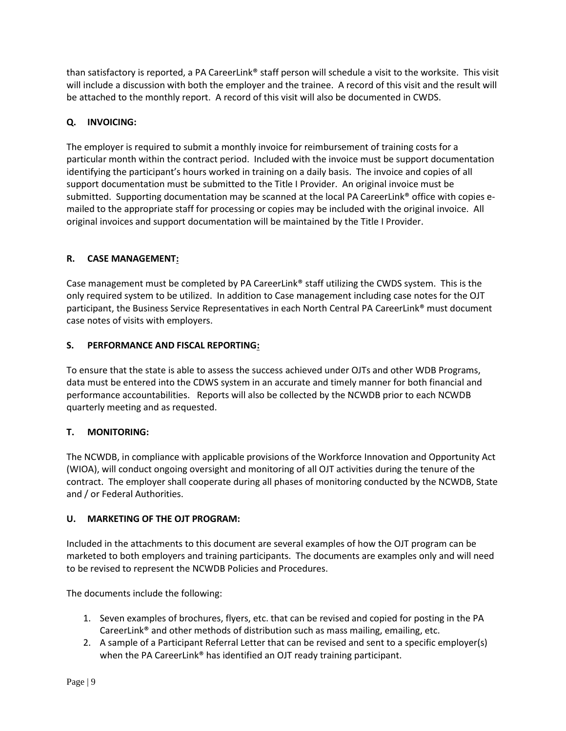than satisfactory is reported, a PA CareerLink® staff person will schedule a visit to the worksite. This visit will include a discussion with both the employer and the trainee. A record of this visit and the result will be attached to the monthly report. A record of this visit will also be documented in CWDS.

### Q. INVOICING:

The employer is required to submit a monthly invoice for reimbursement of training costs for a particular month within the contract period. Included with the invoice must be support documentation identifying the participant's hours worked in training on a daily basis. The invoice and copies of all support documentation must be submitted to the Title I Provider. An original invoice must be submitted. Supporting documentation may be scanned at the local PA CareerLink® office with copies e-mailed to the appropriate staff for processing or copies may be included with the original invoice. All original invoices and support documentation will be maintained by the Title I Provider.

### R. CASE MANAGEMENT:

Case management must be completed by PA CareerLink® staff utilizing the CWDS system. This is the only required system to be utilized. In addition to Case management including case notes for the OJT participant, the Business Service Representatives in each North Central PA CareerLink® must document case notes of visits with employers.

### S. PERFORMANCE AND FISCAL REPORTING:

To ensure that the state is able to assess the success achieved under OJTs and other WDB Programs, data must be entered into the CDWS system in an accurate and timely manner for both financial and performance accountabilities. Reports will also be collected by the NCWDB prior to each NCWDB quarterly meeting and as requested.

### T. MONITORING:

The NCWDB, in compliance with applicable provisions of the Workforce Innovation and Opportunity Act (WIOA), will conduct ongoing oversight and monitoring of all OJT activities during the tenure of the contract. The employer shall cooperate during all phases of monitoring conducted by the NCWDB, State and / or Federal Authorities.

### U. MARKETING OF THE OJT PROGRAM:

Included in the attachments to this document are several examples of how the OJT program can be marketed to both employers and training participants. The documents are examples only and will need to be revised to represent the NCWDB Policies and Procedures.

The documents include the following:

1. Seven examples of brochures, flyers, etc. that can be revised and copied for posting in the PA CareerLink® and other methods of distribution such as mass mailing, emailing, etc.
2. A sample of a Participant Referral Letter that can be revised and sent to a specific employer(s) when the PA CareerLink® has identified an OJT ready training participant.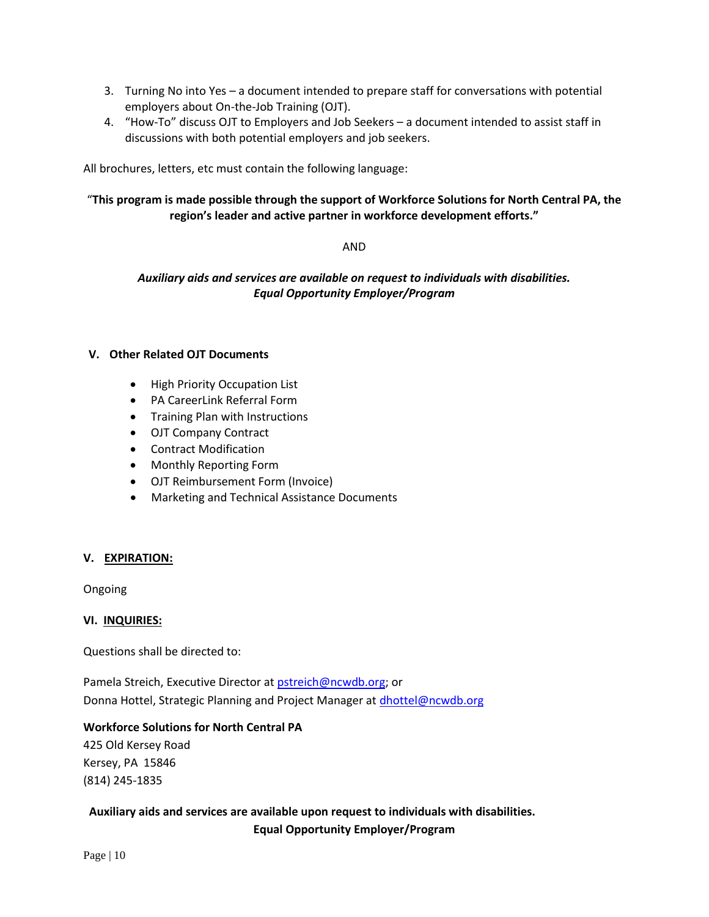3. Turning No into Yes – a document intended to prepare staff for conversations with potential employers about On-the-Job Training (OJT).
4. "How-To" discuss OJT to Employers and Job Seekers – a document intended to assist staff in discussions with both potential employers and job seekers.

All brochures, letters, etc must contain the following language:

"**This program is made possible through the support of Workforce Solutions for North Central PA, the region's leader and active partner in workforce development efforts."**

AND

***Auxiliary aids and services are available on request to individuals with disabilities. Equal Opportunity Employer/Program***

## V. Other Related OJT Documents

- High Priority Occupation List
- PA CareerLink Referral Form
- Training Plan with Instructions
- OJT Company Contract
- Contract Modification
- Monthly Reporting Form
- OJT Reimbursement Form (Invoice)
- Marketing and Technical Assistance Documents

## V. EXPIRATION:

Ongoing

## VI. INQUIRIES:

Questions shall be directed to:

Pamela Streich, Executive Director at pstreich@ncwdb.org; or
Donna Hottel, Strategic Planning and Project Manager at dhottel@ncwdb.org

**Workforce Solutions for North Central PA**
425 Old Kersey Road
Kersey, PA 15846
(814) 245-1835

**Auxiliary aids and services are available upon request to individuals with disabilities. Equal Opportunity Employer/Program**